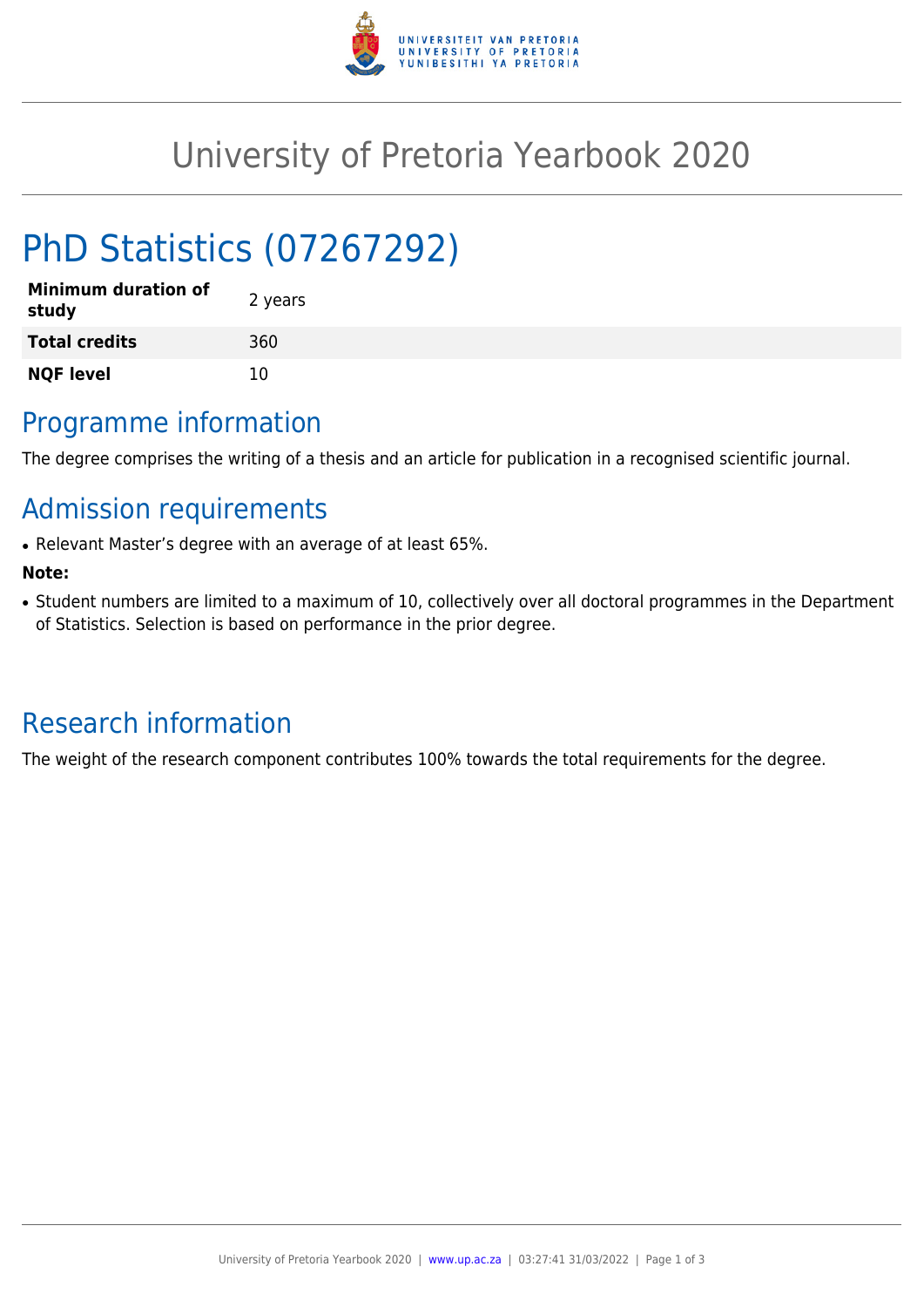# University of Pretoria Yearbook 2020

# PhD Statistics (07267292)

| | |
|---|---|
| **Minimum duration of study** | 2 years |
| **Total credits** | 360 |
| **NQF level** | 10 |

## Programme information

The degree comprises the writing of a thesis and an article for publication in a recognised scientific journal.

## Admission requirements

- Relevant Master's degree with an average of at least 65%.

**Note:**

- Student numbers are limited to a maximum of 10, collectively over all doctoral programmes in the Department of Statistics. Selection is based on performance in the prior degree.

## Research information

The weight of the research component contributes 100% towards the total requirements for the degree.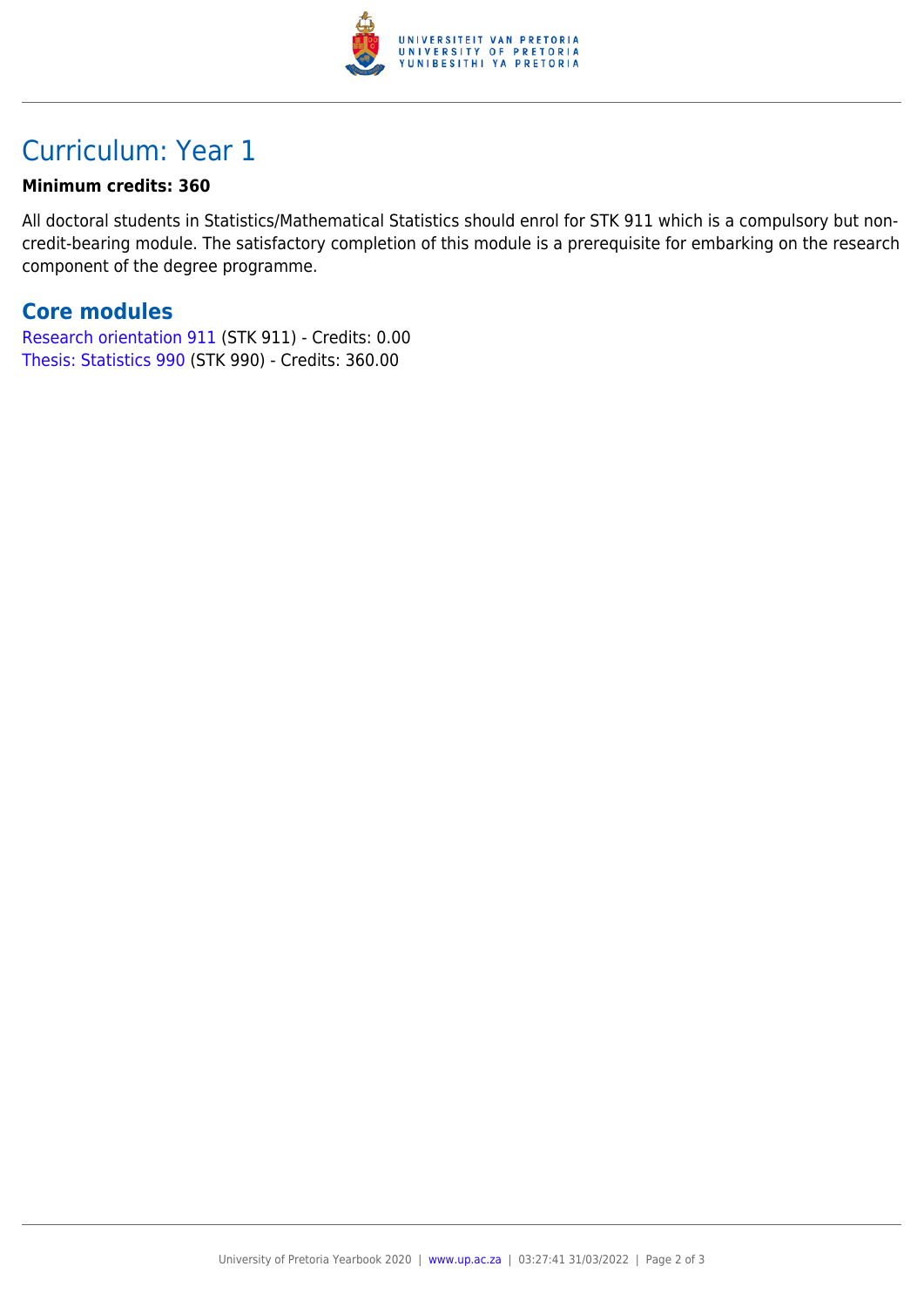# Curriculum: Year 1

**Minimum credits: 360**

All doctoral students in Statistics/Mathematical Statistics should enrol for STK 911 which is a compulsory but non-credit-bearing module. The satisfactory completion of this module is a prerequisite for embarking on the research component of the degree programme.

## Core modules

Research orientation 911 (STK 911) - Credits: 0.00
Thesis: Statistics 990 (STK 990) - Credits: 360.00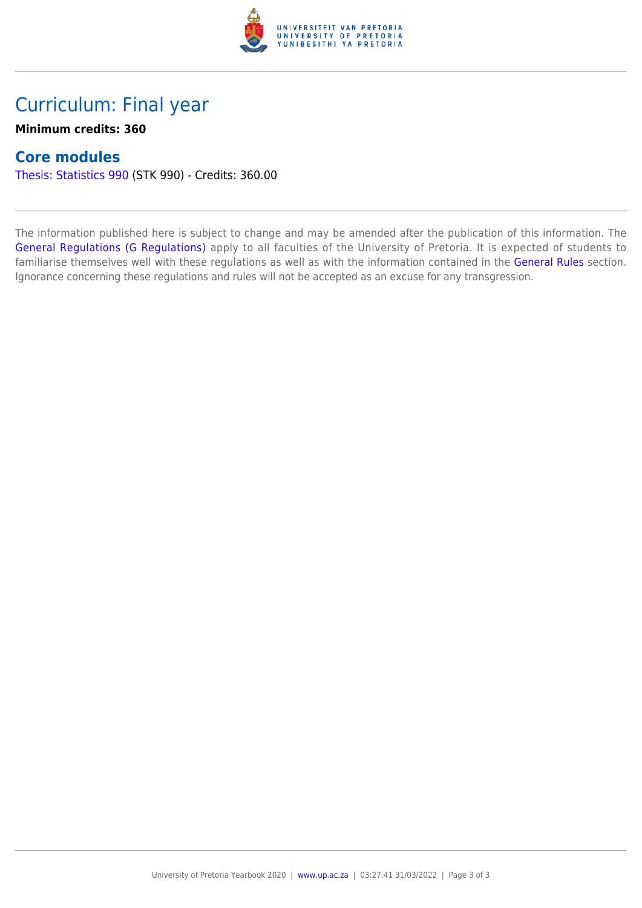# Curriculum: Final year

**Minimum credits: 360**

## Core modules

Thesis: Statistics 990 (STK 990) - Credits: 360.00

The information published here is subject to change and may be amended after the publication of this information. The General Regulations (G Regulations) apply to all faculties of the University of Pretoria. It is expected of students to familiarise themselves well with these regulations as well as with the information contained in the General Rules section. Ignorance concerning these regulations and rules will not be accepted as an excuse for any transgression.